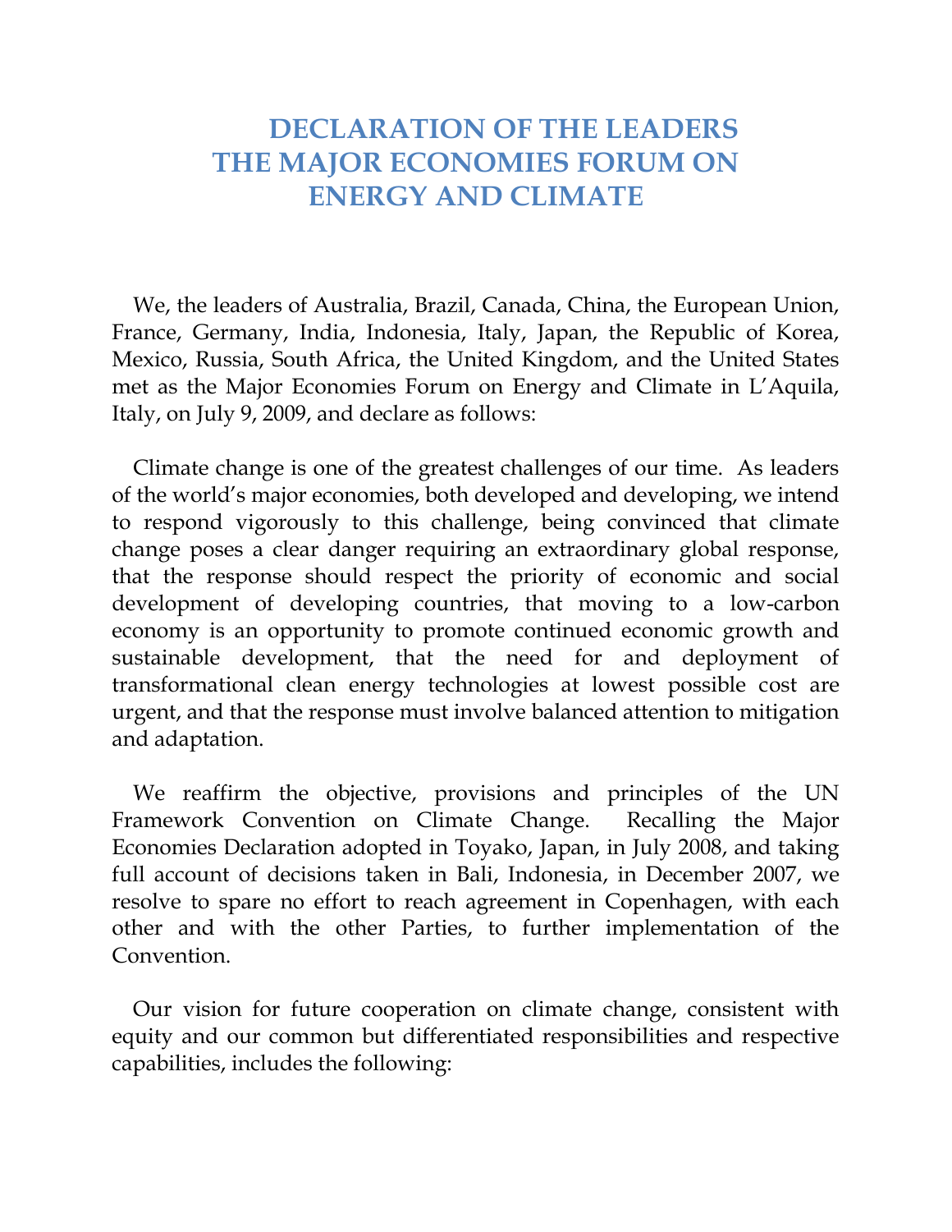# DECLARATION OF THE LEADERS THE MAJOR ECONOMIES FORUM ON ENERGY AND CLIMATE

We, the leaders of Australia, Brazil, Canada, China, the European Union, France, Germany, India, Indonesia, Italy, Japan, the Republic of Korea, Mexico, Russia, South Africa, the United Kingdom, and the United States met as the Major Economies Forum on Energy and Climate in L'Aquila, Italy, on July 9, 2009, and declare as follows:

Climate change is one of the greatest challenges of our time. As leaders of the world's major economies, both developed and developing, we intend to respond vigorously to this challenge, being convinced that climate change poses a clear danger requiring an extraordinary global response, that the response should respect the priority of economic and social development of developing countries, that moving to a low-carbon economy is an opportunity to promote continued economic growth and sustainable development, that the need for and deployment of transformational clean energy technologies at lowest possible cost are urgent, and that the response must involve balanced attention to mitigation and adaptation.

We reaffirm the objective, provisions and principles of the UN Framework Convention on Climate Change. Recalling the Major Economies Declaration adopted in Toyako, Japan, in July 2008, and taking full account of decisions taken in Bali, Indonesia, in December 2007, we resolve to spare no effort to reach agreement in Copenhagen, with each other and with the other Parties, to further implementation of the Convention.

Our vision for future cooperation on climate change, consistent with equity and our common but differentiated responsibilities and respective capabilities, includes the following: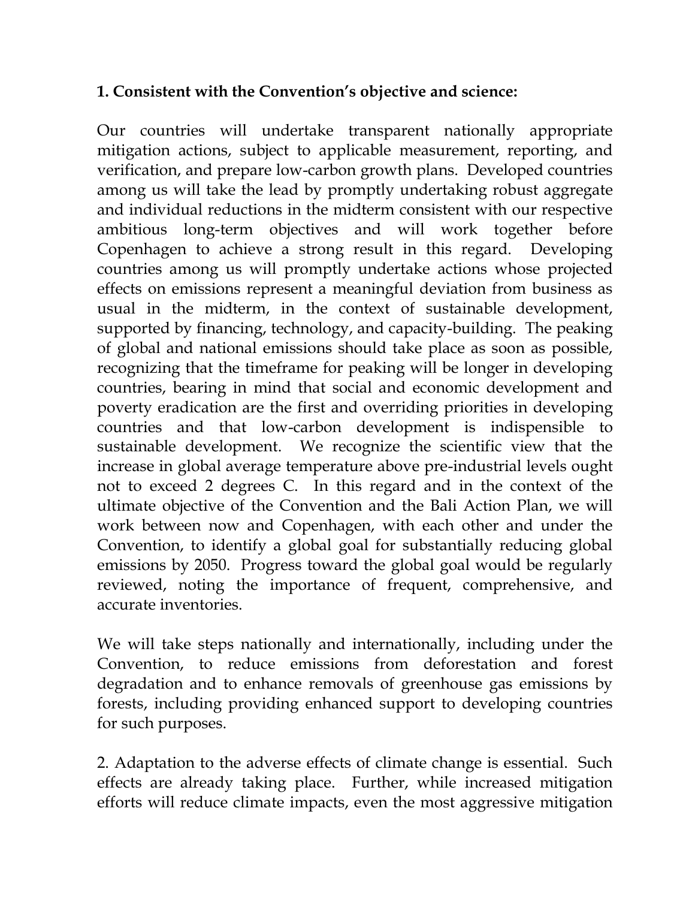**1. Consistent with the Convention's objective and science:**

Our countries will undertake transparent nationally appropriate mitigation actions, subject to applicable measurement, reporting, and verification, and prepare low-carbon growth plans. Developed countries among us will take the lead by promptly undertaking robust aggregate and individual reductions in the midterm consistent with our respective ambitious long-term objectives and will work together before Copenhagen to achieve a strong result in this regard. Developing countries among us will promptly undertake actions whose projected effects on emissions represent a meaningful deviation from business as usual in the midterm, in the context of sustainable development, supported by financing, technology, and capacity-building. The peaking of global and national emissions should take place as soon as possible, recognizing that the timeframe for peaking will be longer in developing countries, bearing in mind that social and economic development and poverty eradication are the first and overriding priorities in developing countries and that low-carbon development is indispensible to sustainable development. We recognize the scientific view that the increase in global average temperature above pre-industrial levels ought not to exceed 2 degrees C. In this regard and in the context of the ultimate objective of the Convention and the Bali Action Plan, we will work between now and Copenhagen, with each other and under the Convention, to identify a global goal for substantially reducing global emissions by 2050. Progress toward the global goal would be regularly reviewed, noting the importance of frequent, comprehensive, and accurate inventories.

We will take steps nationally and internationally, including under the Convention, to reduce emissions from deforestation and forest degradation and to enhance removals of greenhouse gas emissions by forests, including providing enhanced support to developing countries for such purposes.

2. Adaptation to the adverse effects of climate change is essential. Such effects are already taking place. Further, while increased mitigation efforts will reduce climate impacts, even the most aggressive mitigation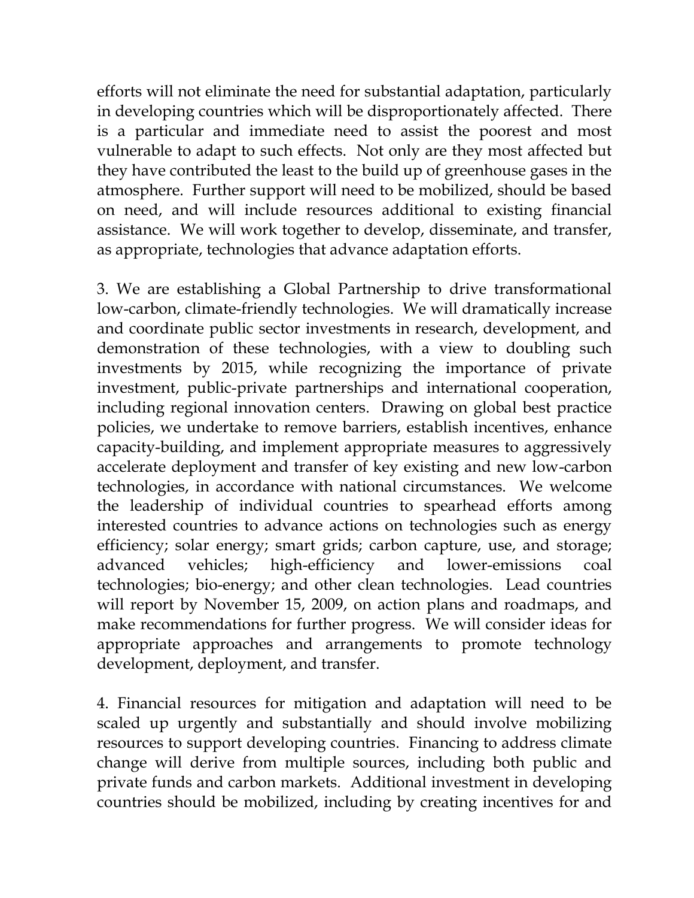efforts will not eliminate the need for substantial adaptation, particularly in developing countries which will be disproportionately affected. There is a particular and immediate need to assist the poorest and most vulnerable to adapt to such effects. Not only are they most affected but they have contributed the least to the build up of greenhouse gases in the atmosphere. Further support will need to be mobilized, should be based on need, and will include resources additional to existing financial assistance. We will work together to develop, disseminate, and transfer, as appropriate, technologies that advance adaptation efforts.

3. We are establishing a Global Partnership to drive transformational low-carbon, climate-friendly technologies. We will dramatically increase and coordinate public sector investments in research, development, and demonstration of these technologies, with a view to doubling such investments by 2015, while recognizing the importance of private investment, public-private partnerships and international cooperation, including regional innovation centers. Drawing on global best practice policies, we undertake to remove barriers, establish incentives, enhance capacity-building, and implement appropriate measures to aggressively accelerate deployment and transfer of key existing and new low-carbon technologies, in accordance with national circumstances. We welcome the leadership of individual countries to spearhead efforts among interested countries to advance actions on technologies such as energy efficiency; solar energy; smart grids; carbon capture, use, and storage; advanced vehicles; high-efficiency and lower-emissions coal technologies; bio-energy; and other clean technologies. Lead countries will report by November 15, 2009, on action plans and roadmaps, and make recommendations for further progress. We will consider ideas for appropriate approaches and arrangements to promote technology development, deployment, and transfer.

4. Financial resources for mitigation and adaptation will need to be scaled up urgently and substantially and should involve mobilizing resources to support developing countries. Financing to address climate change will derive from multiple sources, including both public and private funds and carbon markets. Additional investment in developing countries should be mobilized, including by creating incentives for and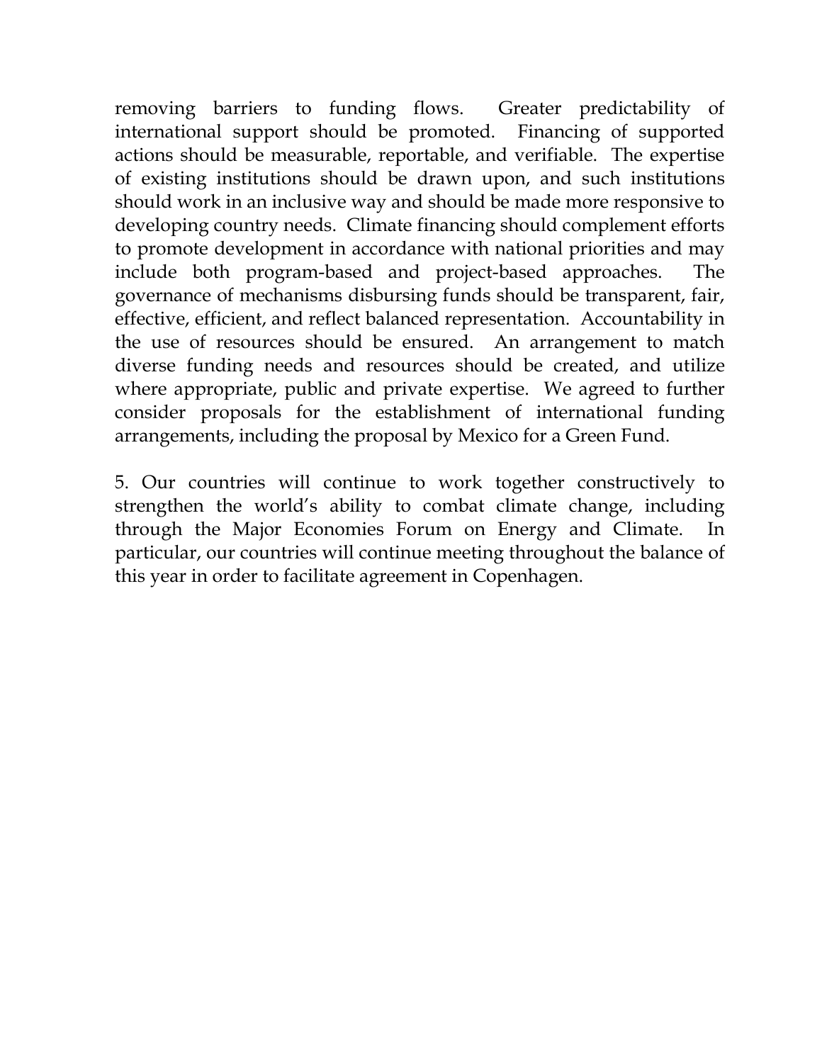removing barriers to funding flows. Greater predictability of international support should be promoted. Financing of supported actions should be measurable, reportable, and verifiable. The expertise of existing institutions should be drawn upon, and such institutions should work in an inclusive way and should be made more responsive to developing country needs. Climate financing should complement efforts to promote development in accordance with national priorities and may include both program-based and project-based approaches. The governance of mechanisms disbursing funds should be transparent, fair, effective, efficient, and reflect balanced representation. Accountability in the use of resources should be ensured. An arrangement to match diverse funding needs and resources should be created, and utilize where appropriate, public and private expertise. We agreed to further consider proposals for the establishment of international funding arrangements, including the proposal by Mexico for a Green Fund.

5. Our countries will continue to work together constructively to strengthen the world's ability to combat climate change, including through the Major Economies Forum on Energy and Climate. In particular, our countries will continue meeting throughout the balance of this year in order to facilitate agreement in Copenhagen.